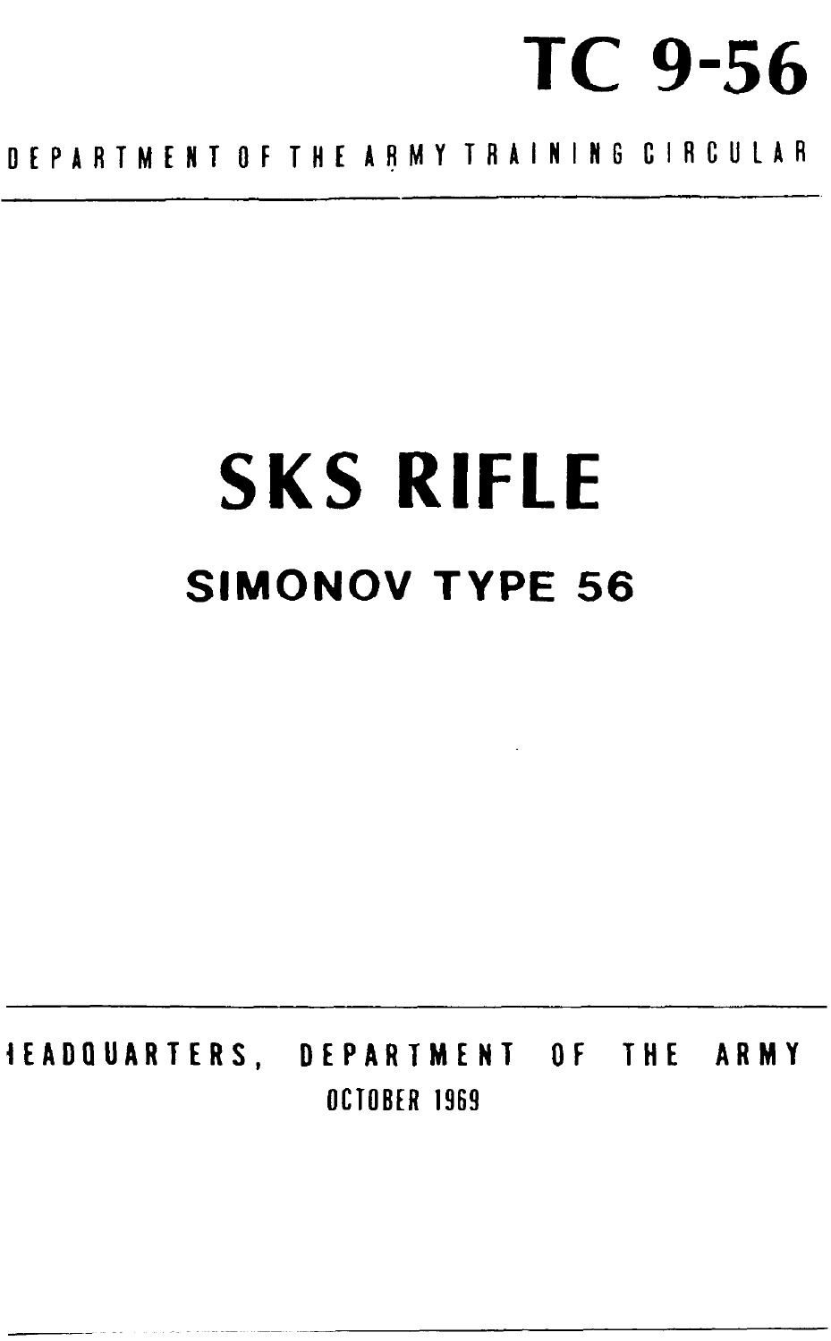# TC 9-56

DEPARTMENT OF THE ARMY TRAINING CIRCULAR

# SKS RIFLE

## SIMONOV TYPE 56

HEADQUARTERS, DEPARTMENT OF THE ARMY

OCTOBER 1969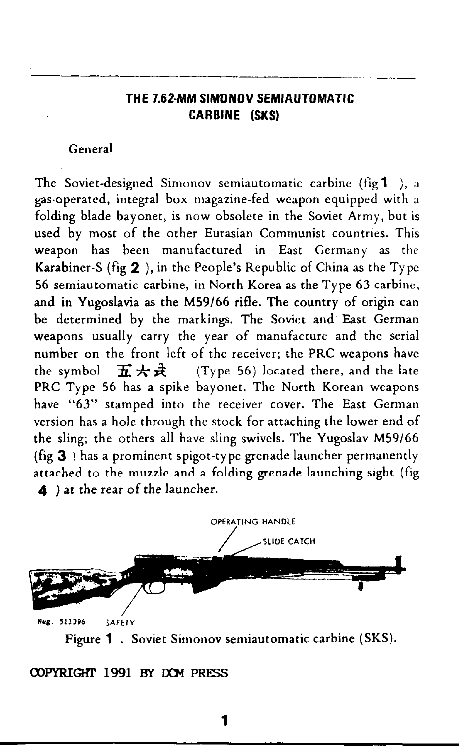## THE 7.62-MM SIMONOV SEMIAUTOMATIC CARBINE (SKS)

### General

The Soviet-designed Simonov semiautomatic carbine (fig 1), a gas-operated, integral box magazine-fed weapon equipped with a folding blade bayonet, is now obsolete in the Soviet Army, but is used by most of the other Eurasian Communist countries. This weapon has been manufactured in East Germany as the Karabiner-S (fig 2), in the People's Republic of China as the Type 56 semiautomatic carbine, in North Korea as the Type 63 carbine, and in Yugoslavia as the M59/66 rifle. The country of origin can be determined by the markings. The Soviet and East German weapons usually carry the year of manufacture and the serial number on the front left of the receiver; the PRC weapons have the symbol 五六式 (Type 56) located there, and the late PRC Type 56 has a spike bayonet. The North Korean weapons have "63" stamped into the receiver cover. The East German version has a hole through the stock for attaching the lower end of the sling; the others all have sling swivels. The Yugoslav M59/66 (fig 3) has a prominent spigot-type grenade launcher permanently attached to the muzzle and a folding grenade launching sight (fig 4) at the rear of the launcher.

OPERATING HANDLE
SLIDE CATCH
Neg. 511396
SAFETY

Figure 1. Soviet Simonov semiautomatic carbine (SKS).

COPYRIGHT 1991 BY DCM PRESS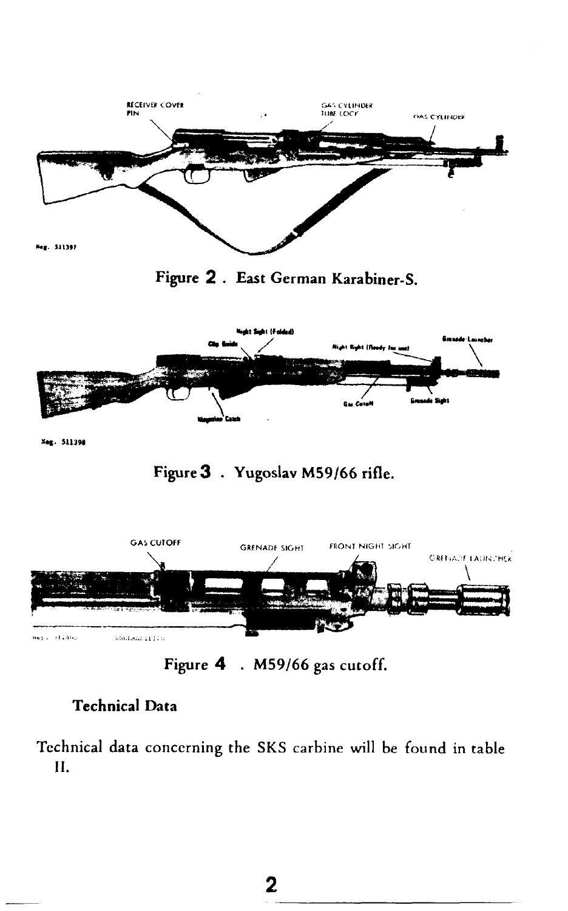Figure 2 . East German Karabiner-S.

Figure 3 . Yugoslav M59/66 rifle.

Figure 4 . M59/66 gas cutoff.

### Technical Data

Technical data concerning the SKS carbine will be found in table II.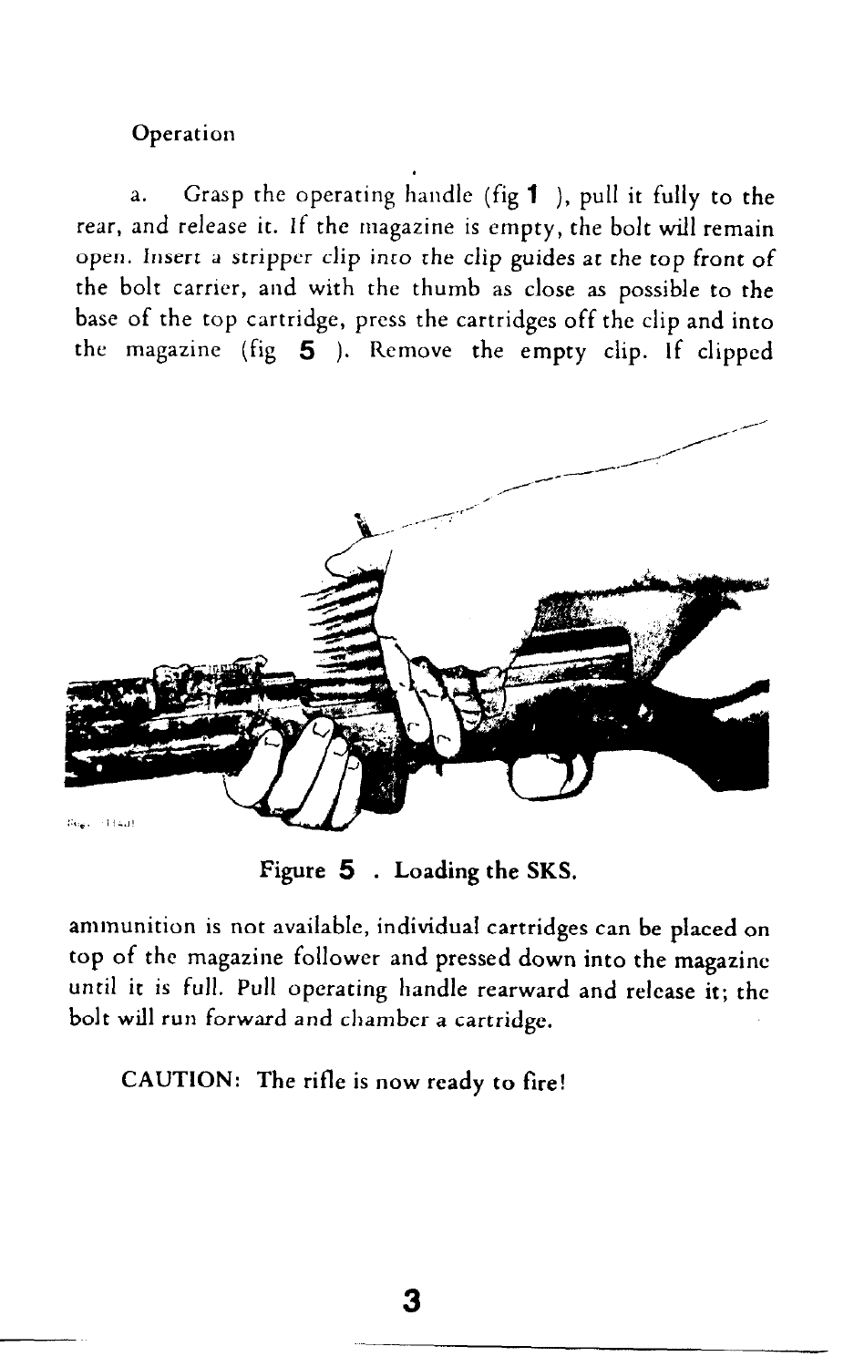Operation

a. Grasp the operating handle (fig **1** ), pull it fully to the rear, and release it. If the magazine is empty, the bolt will remain open. Insert a stripper clip into the clip guides at the top front of the bolt carrier, and with the thumb as close as possible to the base of the top cartridge, press the cartridges off the clip and into the magazine (fig **5** ). Remove the empty clip. If clipped ammunition is not available, individual cartridges can be placed on top of the magazine follower and pressed down into the magazine until it is full. Pull operating handle rearward and release it; the bolt will run forward and chamber a cartridge.

Figure **5** . Loading the SKS.

CAUTION: The rifle is now ready to fire!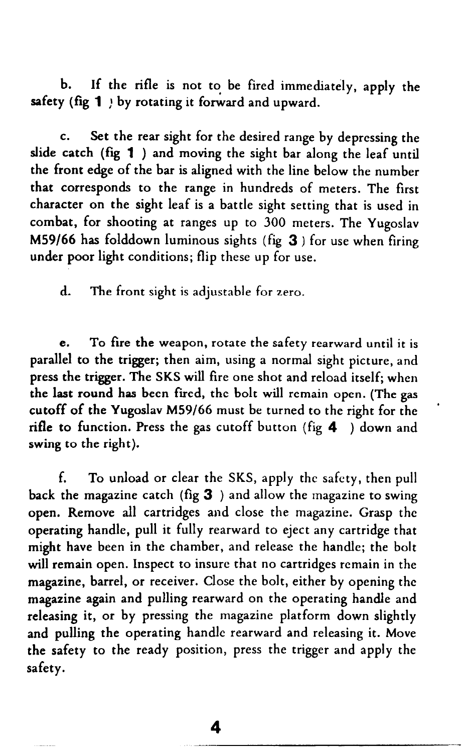b. If the rifle is not to be fired immediately, apply the safety (fig 1 ) by rotating it forward and upward.

c. Set the rear sight for the desired range by depressing the slide catch (fig 1 ) and moving the sight bar along the leaf until the front edge of the bar is aligned with the line below the number that corresponds to the range in hundreds of meters. The first character on the sight leaf is a battle sight setting that is used in combat, for shooting at ranges up to 300 meters. The Yugoslav M59/66 has folddown luminous sights (fig 3 ) for use when firing under poor light conditions; flip these up for use.

d. The front sight is adjustable for zero.

e. To fire the weapon, rotate the safety rearward until it is parallel to the trigger; then aim, using a normal sight picture, and press the trigger. The SKS will fire one shot and reload itself; when the last round has been fired, the bolt will remain open. (The gas cutoff of the Yugoslav M59/66 must be turned to the right for the rifle to function. Press the gas cutoff button (fig 4 ) down and swing to the right).

f. To unload or clear the SKS, apply the safety, then pull back the magazine catch (fig 3 ) and allow the magazine to swing open. Remove all cartridges and close the magazine. Grasp the operating handle, pull it fully rearward to eject any cartridge that might have been in the chamber, and release the handle; the bolt will remain open. Inspect to insure that no cartridges remain in the magazine, barrel, or receiver. Close the bolt, either by opening the magazine again and pulling rearward on the operating handle and releasing it, or by pressing the magazine platform down slightly and pulling the operating handle rearward and releasing it. Move the safety to the ready position, press the trigger and apply the safety.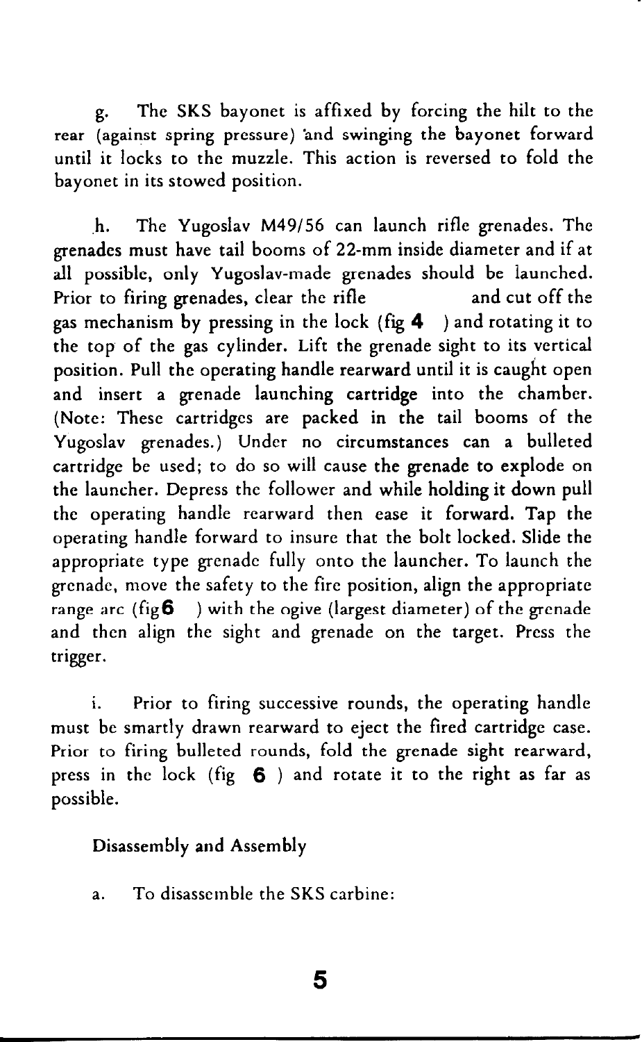g. The SKS bayonet is affixed by forcing the hilt to the rear (against spring pressure) and swinging the bayonet forward until it locks to the muzzle. This action is reversed to fold the bayonet in its stowed position.

h. The Yugoslav M49/56 can launch rifle grenades. The grenades must have tail booms of 22-mm inside diameter and if at all possible, only Yugoslav-made grenades should be launched. Prior to firing grenades, clear the rifle and cut off the gas mechanism by pressing in the lock (fig **4** ) and rotating it to the top of the gas cylinder. Lift the grenade sight to its vertical position. Pull the operating handle rearward until it is caught open and insert a grenade launching cartridge into the chamber. (Note: These cartridges are packed in the tail booms of the Yugoslav grenades.) Under no circumstances can a bulleted cartridge be used; to do so will cause the grenade to explode on the launcher. Depress the follower and while holding it down pull the operating handle rearward then ease it forward. Tap the operating handle forward to insure that the bolt locked. Slide the appropriate type grenade fully onto the launcher. To launch the grenade, move the safety to the fire position, align the appropriate range arc (fig **6** ) with the ogive (largest diameter) of the grenade and then align the sight and grenade on the target. Press the trigger.

i. Prior to firing successive rounds, the operating handle must be smartly drawn rearward to eject the fired cartridge case. Prior to firing bulleted rounds, fold the grenade sight rearward, press in the lock (fig **6** ) and rotate it to the right as far as possible.

## Disassembly and Assembly

a. To disassemble the SKS carbine: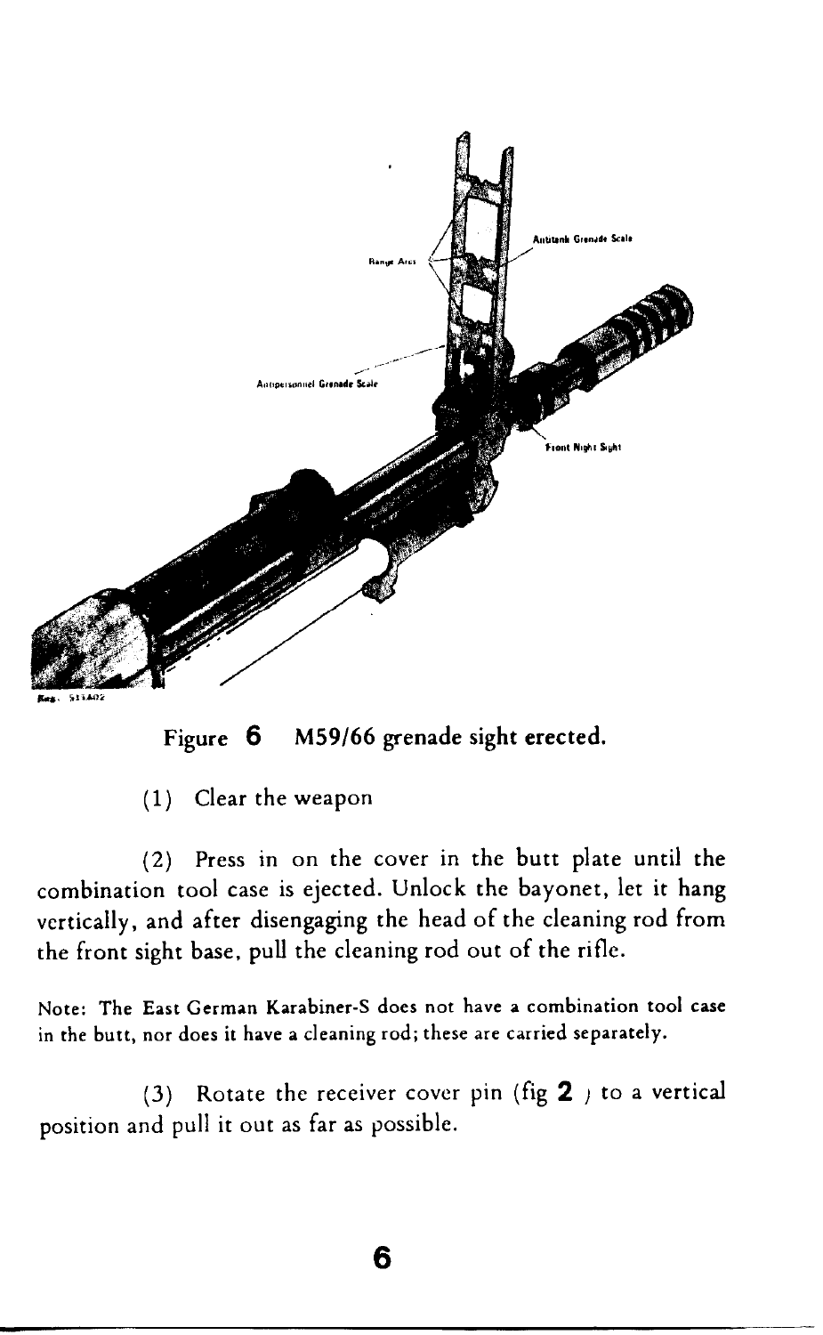Figure 6 M59/66 grenade sight erected.

(1) Clear the weapon

(2) Press in on the cover in the butt plate until the combination tool case is ejected. Unlock the bayonet, let it hang vertically, and after disengaging the head of the cleaning rod from the front sight base, pull the cleaning rod out of the rifle.

Note: The East German Karabiner-S does not have a combination tool case in the butt, nor does it have a cleaning rod; these are carried separately.

(3) Rotate the receiver cover pin (fig **2**) to a vertical position and pull it out as far as possible.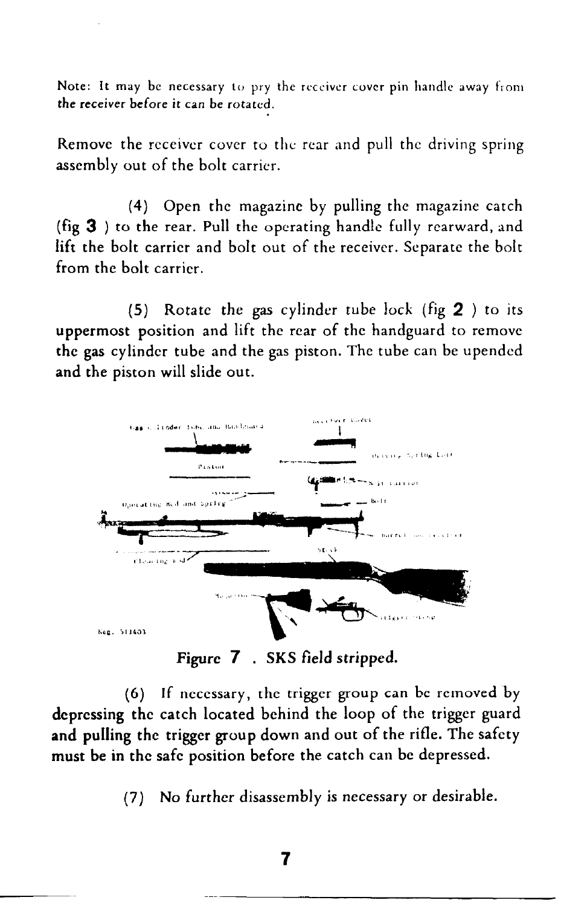Note: It may be necessary to pry the receiver cover pin handle away from the receiver before it can be rotated.

Remove the receiver cover to the rear and pull the driving spring assembly out of the bolt carrier.

(4) Open the magazine by pulling the magazine catch (fig **3**) to the rear. Pull the operating handle fully rearward, and lift the bolt carrier and bolt out of the receiver. Separate the bolt from the bolt carrier.

(5) Rotate the gas cylinder tube lock (fig **2**) to its uppermost position and lift the rear of the handguard to remove the gas cylinder tube and the gas piston. The tube can be upended and the piston will slide out.

**Figure 7. SKS field stripped.**

(6) If necessary, the trigger group can be removed by depressing the catch located behind the loop of the trigger guard and pulling the trigger group down and out of the rifle. The safety must be in the safe position before the catch can be depressed.

(7) No further disassembly is necessary or desirable.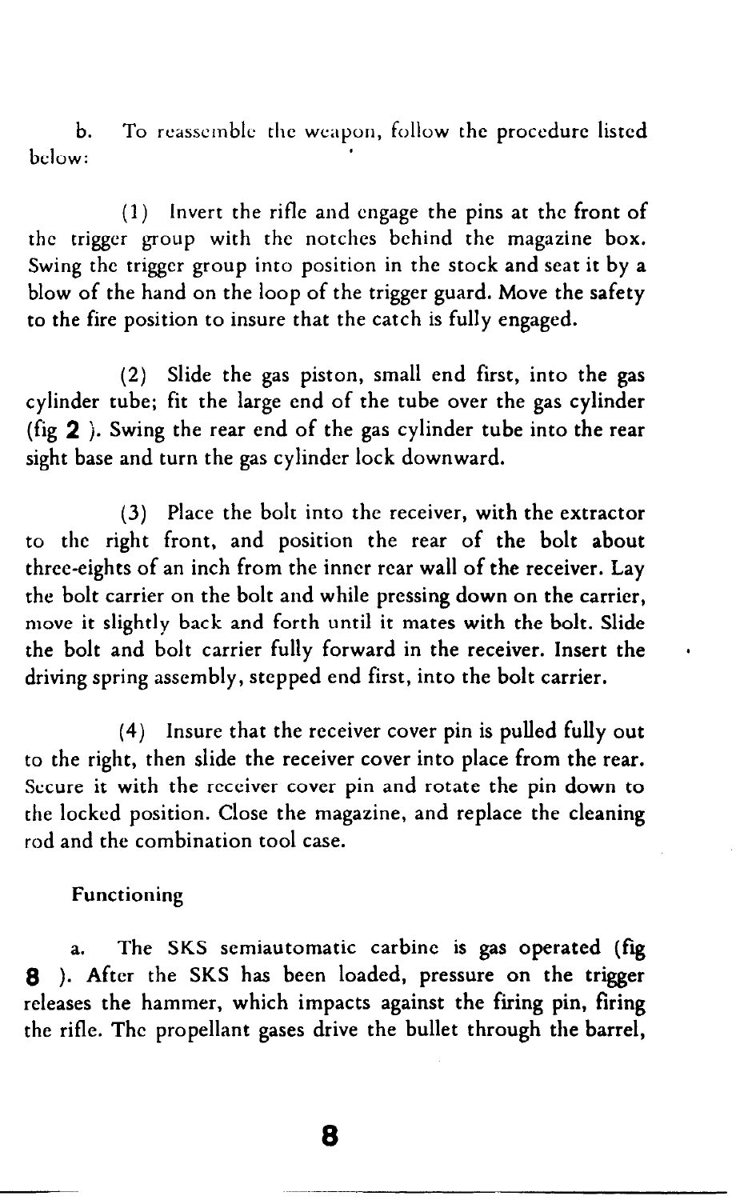b. To reassemble the weapon, follow the procedure listed below:

(1) Invert the rifle and engage the pins at the front of the trigger group with the notches behind the magazine box. Swing the trigger group into position in the stock and seat it by a blow of the hand on the loop of the trigger guard. Move the safety to the fire position to insure that the catch is fully engaged.

(2) Slide the gas piston, small end first, into the gas cylinder tube; fit the large end of the tube over the gas cylinder (fig **2** ). Swing the rear end of the gas cylinder tube into the rear sight base and turn the gas cylinder lock downward.

(3) Place the bolt into the receiver, with the extractor to the right front, and position the rear of the bolt about three-eights of an inch from the inner rear wall of the receiver. Lay the bolt carrier on the bolt and while pressing down on the carrier, move it slightly back and forth until it mates with the bolt. Slide the bolt and bolt carrier fully forward in the receiver. Insert the driving spring assembly, stepped end first, into the bolt carrier.

(4) Insure that the receiver cover pin is pulled fully out to the right, then slide the receiver cover into place from the rear. Secure it with the receiver cover pin and rotate the pin down to the locked position. Close the magazine, and replace the cleaning rod and the combination tool case.

### Functioning

a. The SKS semiautomatic carbine is gas operated (fig **8** ). After the SKS has been loaded, pressure on the trigger releases the hammer, which impacts against the firing pin, firing the rifle. The propellant gases drive the bullet through the barrel,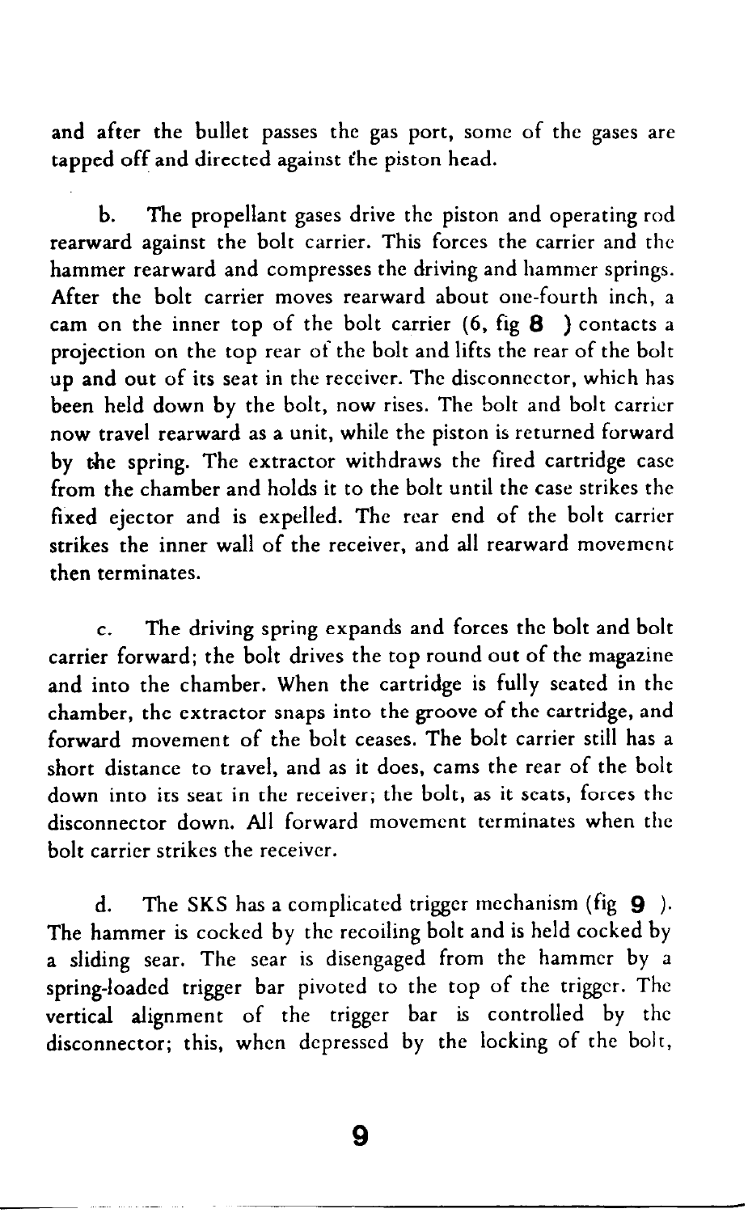and after the bullet passes the gas port, some of the gases are tapped off and directed against the piston head.

b. The propellant gases drive the piston and operating rod rearward against the bolt carrier. This forces the carrier and the hammer rearward and compresses the driving and hammer springs. After the bolt carrier moves rearward about one-fourth inch, a cam on the inner top of the bolt carrier (6, fig **8** ) contacts a projection on the top rear of the bolt and lifts the rear of the bolt up and out of its seat in the receiver. The disconnector, which has been held down by the bolt, now rises. The bolt and bolt carrier now travel rearward as a unit, while the piston is returned forward by the spring. The extractor withdraws the fired cartridge case from the chamber and holds it to the bolt until the case strikes the fixed ejector and is expelled. The rear end of the bolt carrier strikes the inner wall of the receiver, and all rearward movement then terminates.

c. The driving spring expands and forces the bolt and bolt carrier forward; the bolt drives the top round out of the magazine and into the chamber. When the cartridge is fully seated in the chamber, the extractor snaps into the groove of the cartridge, and forward movement of the bolt ceases. The bolt carrier still has a short distance to travel, and as it does, cams the rear of the bolt down into its seat in the receiver; the bolt, as it seats, forces the disconnector down. All forward movement terminates when the bolt carrier strikes the receiver.

d. The SKS has a complicated trigger mechanism (fig **9** ). The hammer is cocked by the recoiling bolt and is held cocked by a sliding sear. The sear is disengaged from the hammer by a spring-loaded trigger bar pivoted to the top of the trigger. The vertical alignment of the trigger bar is controlled by the disconnector; this, when depressed by the locking of the bolt,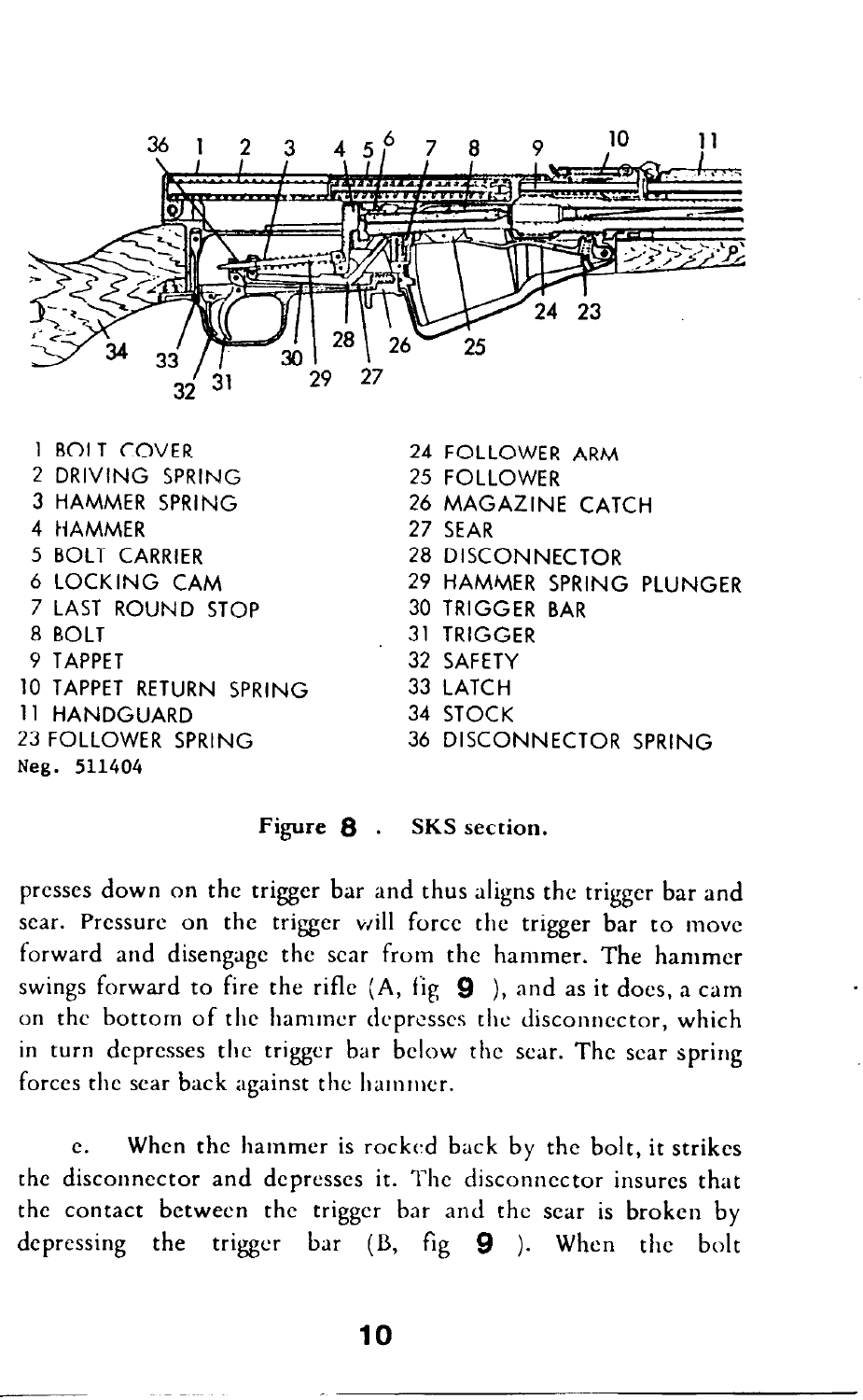1 BOLT COVER
2 DRIVING SPRING
3 HAMMER SPRING
4 HAMMER
5 BOLT CARRIER
6 LOCKING CAM
7 LAST ROUND STOP
8 BOLT
9 TAPPET
10 TAPPET RETURN SPRING
11 HANDGUARD
23 FOLLOWER SPRING
24 FOLLOWER ARM
25 FOLLOWER
26 MAGAZINE CATCH
27 SEAR
28 DISCONNECTOR
29 HAMMER SPRING PLUNGER
30 TRIGGER BAR
31 TRIGGER
32 SAFETY
33 LATCH
34 STOCK
36 DISCONNECTOR SPRING

Neg. 511404

**Figure 8 . SKS section.**

presses down on the trigger bar and thus aligns the trigger bar and sear. Pressure on the trigger will force the trigger bar to move forward and disengage the sear from the hammer. The hammer swings forward to fire the rifle (A, fig 9 ), and as it does, a cam on the bottom of the hammer depresses the disconnector, which in turn depresses the trigger bar below the sear. The sear spring forces the sear back against the hammer.

c. When the hammer is rocked back by the bolt, it strikes the disconnector and depresses it. The disconnector insures that the contact between the trigger bar and the sear is broken by depressing the trigger bar (B, fig 9 ). When the bolt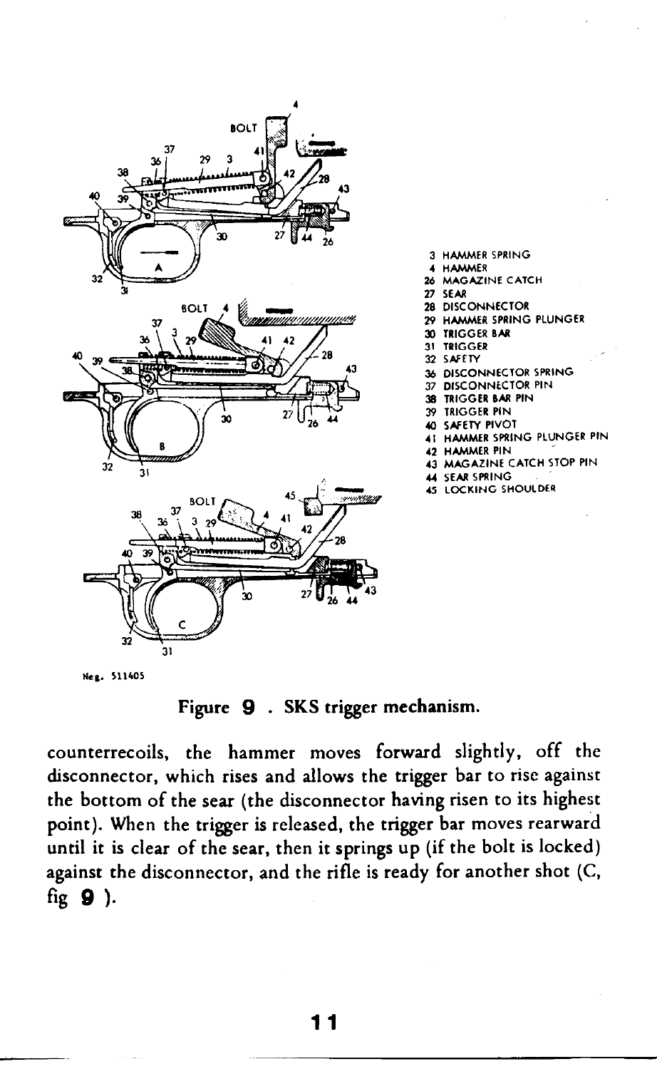3 HAMMER SPRING
4 HAMMER
26 MAGAZINE CATCH
27 SEAR
28 DISCONNECTOR
29 HAMMER SPRING PLUNGER
30 TRIGGER BAR
31 TRIGGER
32 SAFETY
36 DISCONNECTOR SPRING
37 DISCONNECTOR PIN
38 TRIGGER BAR PIN
39 TRIGGER PIN
40 SAFETY PIVOT
41 HAMMER SPRING PLUNGER PIN
42 HAMMER PIN
43 MAGAZINE CATCH STOP PIN
44 SEAR SPRING
45 LOCKING SHOULDER

Neg. 511405

Figure 9 . SKS trigger mechanism.

counterrecoils, the hammer moves forward slightly, off the disconnector, which rises and allows the trigger bar to rise against the bottom of the sear (the disconnector having risen to its highest point). When the trigger is released, the trigger bar moves rearward until it is clear of the sear, then it springs up (if the bolt is locked) against the disconnector, and the rifle is ready for another shot (C, fig 9 ).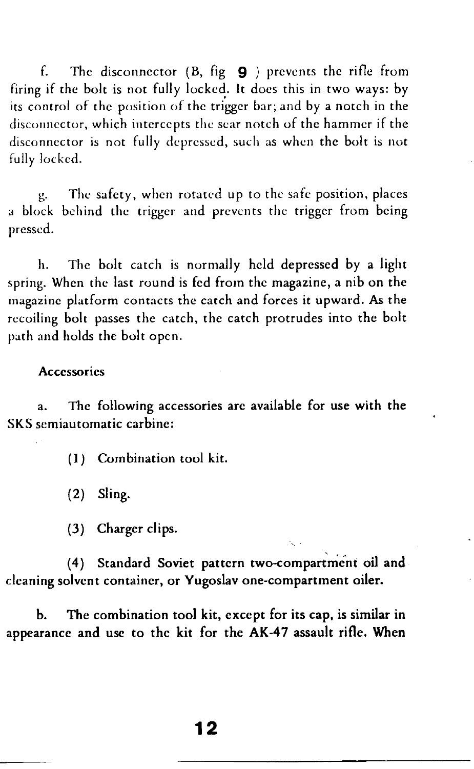f. The disconnector (B, fig 9) prevents the rifle from firing if the bolt is not fully locked. It does this in two ways: by its control of the position of the trigger bar; and by a notch in the disconnector, which intercepts the sear notch of the hammer if the disconnector is not fully depressed, such as when the bolt is not fully locked.

g. The safety, when rotated up to the safe position, places a block behind the trigger and prevents the trigger from being pressed.

h. The bolt catch is normally held depressed by a light spring. When the last round is fed from the magazine, a nib on the magazine platform contacts the catch and forces it upward. As the recoiling bolt passes the catch, the catch protrudes into the bolt path and holds the bolt open.

## Accessories

a. The following accessories are available for use with the SKS semiautomatic carbine:

(1) Combination tool kit.

(2) Sling.

(3) Charger clips.

(4) Standard Soviet pattern two-compartment oil and cleaning solvent container, or Yugoslav one-compartment oiler.

b. The combination tool kit, except for its cap, is similar in appearance and use to the kit for the AK-47 assault rifle. When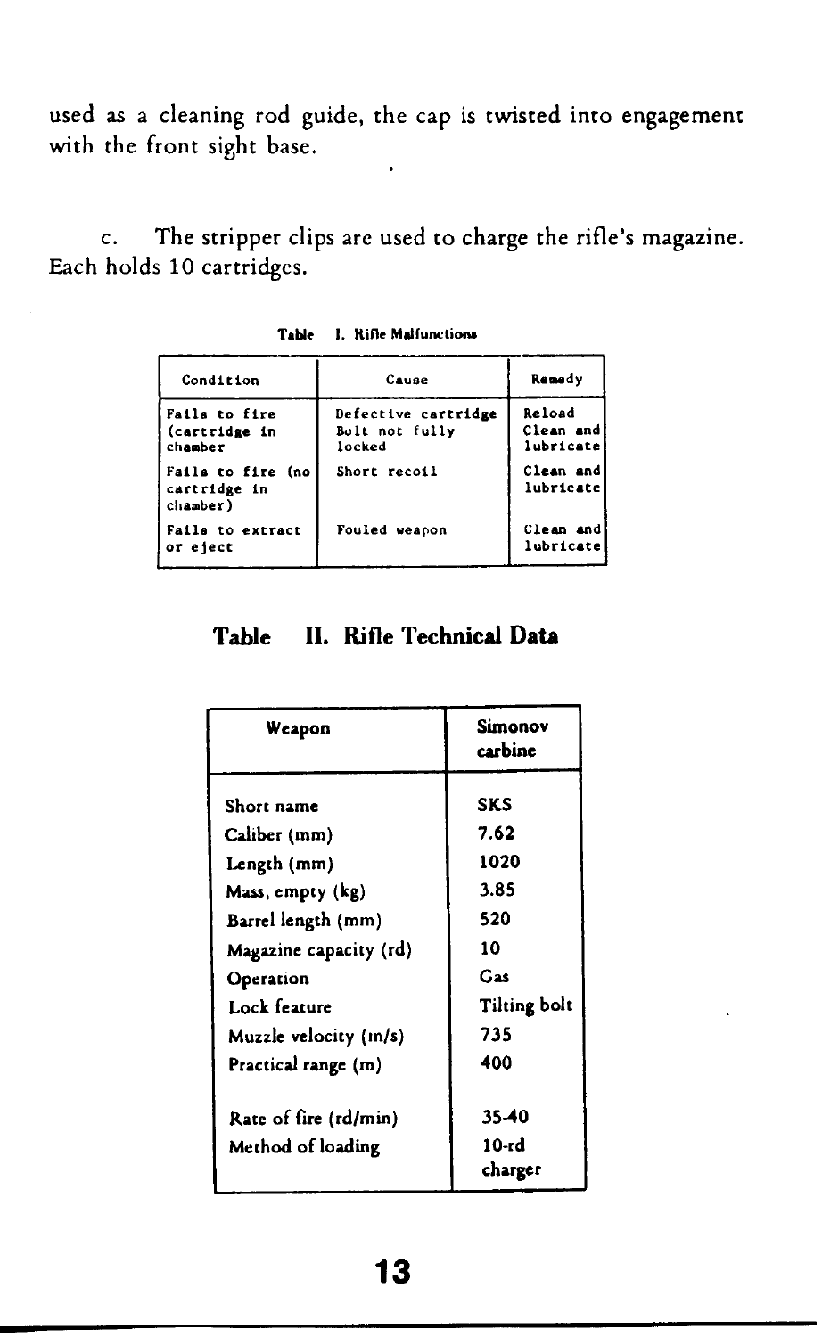used as a cleaning rod guide, the cap is twisted into engagement with the front sight base.

c. The stripper clips are used to charge the rifle's magazine. Each holds 10 cartridges.

**Table I. Rifle Malfunctions**

| Condition | Cause | Remedy |
|---|---|---|
| Fails to fire (cartridge in chamber | Defective cartridge<br>Bolt not fully locked | Reload<br>Clean and lubricate |
| Fails to fire (no cartridge in chamber) | Short recoil | Clean and lubricate |
| Fails to extract or eject | Fouled weapon | Clean and lubricate |

**Table II. Rifle Technical Data**

| Weapon | Simonov carbine |
|---|---|
| Short name | SKS |
| Caliber (mm) | 7.62 |
| Length (mm) | 1020 |
| Mass, empty (kg) | 3.85 |
| Barrel length (mm) | 520 |
| Magazine capacity (rd) | 10 |
| Operation | Gas |
| Lock feature | Tilting bolt |
| Muzzle velocity (m/s) | 735 |
| Practical range (m) | 400 |
| Rate of fire (rd/min) | 35-40 |
| Method of loading | 10-rd charger |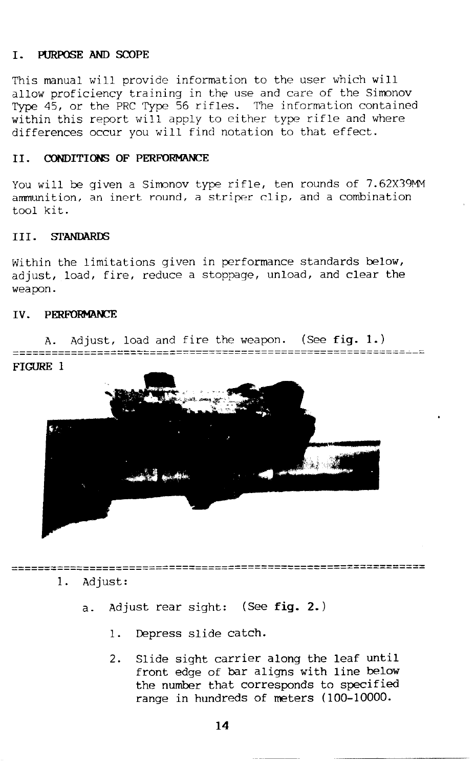## I. PURPOSE AND SCOPE

This manual will provide information to the user which will allow proficiency training in the use and care of the Simonov Type 45, or the PRC Type 56 rifles. The information contained within this report will apply to either type rifle and where differences occur you will find notation to that effect.

## II. CONDITIONS OF PERFORMANCE

You will be given a Simonov type rifle, ten rounds of 7.62X39MM ammunition, an inert round, a striper clip, and a combination tool kit.

## III. STANDARDS

Within the limitations given in performance standards below, adjust, load, fire, reduce a stoppage, unload, and clear the weapon.

## IV. PERFORMANCE

A. Adjust, load and fire the weapon. (See **fig. 1.**)

FIGURE 1

1. Adjust:

   a. Adjust rear sight: (See **fig. 2.**)

      1. Depress slide catch.

      2. Slide sight carrier along the leaf until front edge of bar aligns with line below the number that corresponds to specified range in hundreds of meters (100-10000.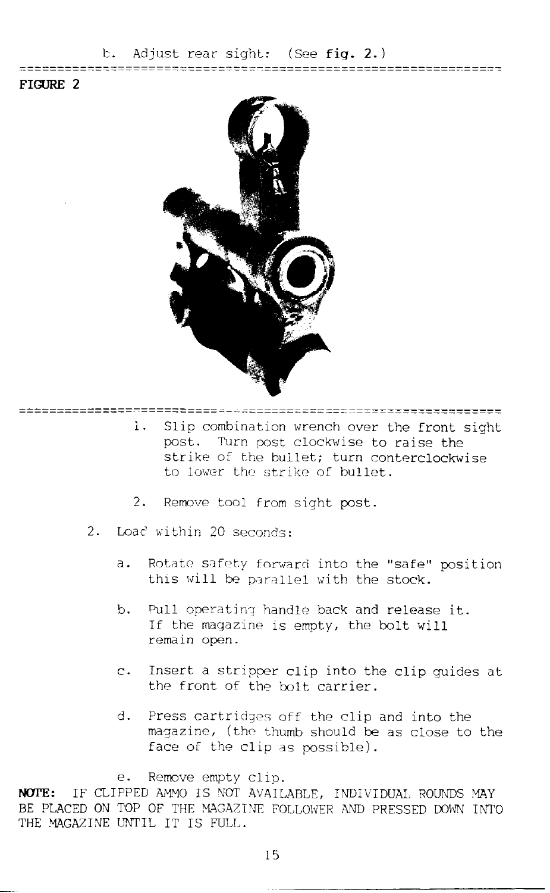b. Adjust rear sight: (See **fig. 2.**)

**FIGURE 2**

1. Slip combination wrench over the front sight post. Turn post clockwise to raise the strike of the bullet; turn conterclockwise to lower the strike of bullet.

2. Remove tool from sight post.

2. Load within 20 seconds:

   a. Rotate safety forward into the "safe" position this will be parallel with the stock.

   b. Pull operating handle back and release it. If the magazine is empty, the bolt will remain open.

   c. Insert a stripper clip into the clip guides at the front of the bolt carrier.

   d. Press cartridges off the clip and into the magazine, (the thumb should be as close to the face of the clip as possible).

   e. Remove empty clip.

**NOTE:** IF CLIPPED AMMO IS NOT AVAILABLE, INDIVIDUAL ROUNDS MAY BE PLACED ON TOP OF THE MAGAZINE FOLLOWER AND PRESSED DOWN INTO THE MAGAZINE UNTIL IT IS FULL.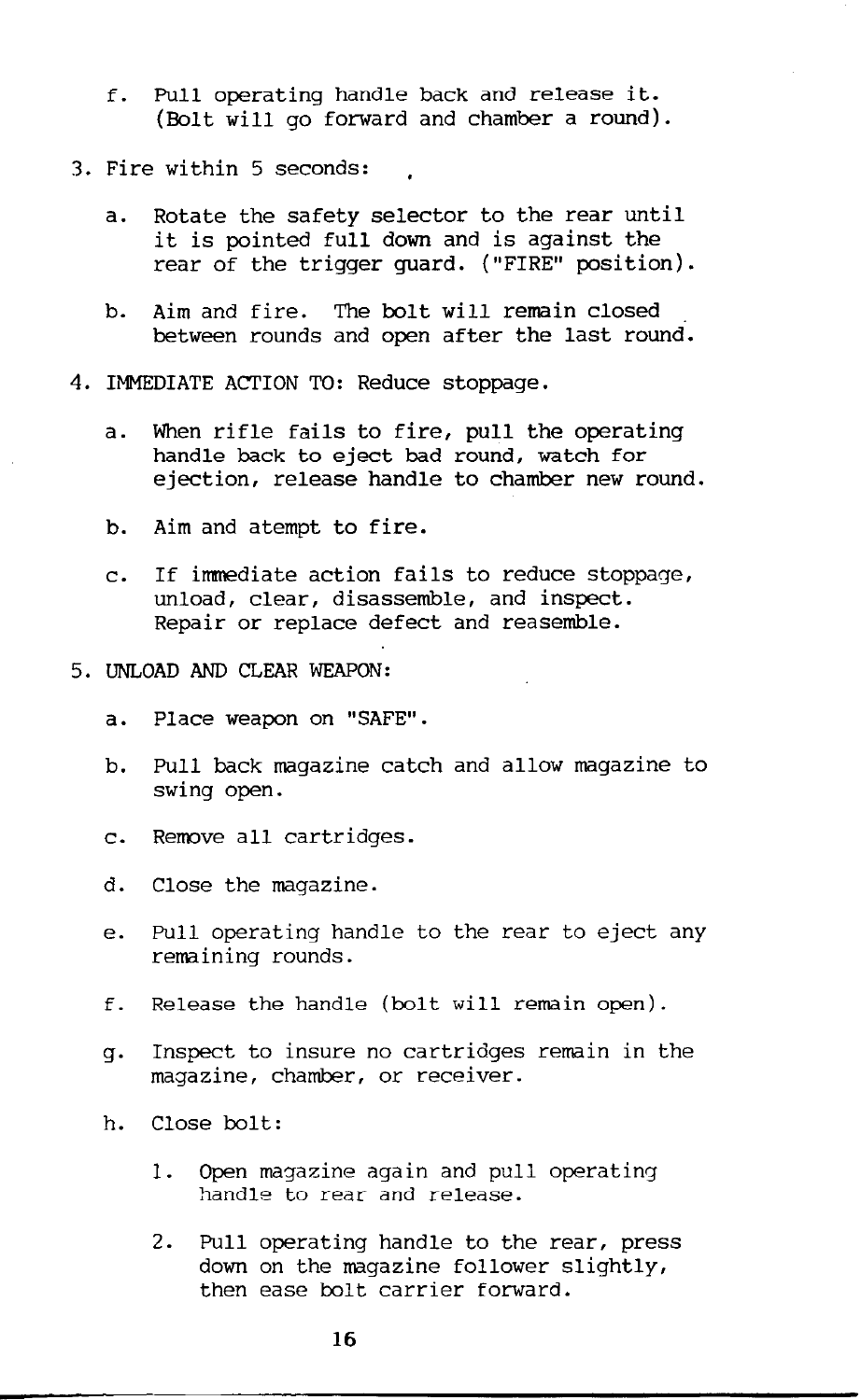f. Pull operating handle back and release it. (Bolt will go forward and chamber a round).

3. Fire within 5 seconds:

   a. Rotate the safety selector to the rear until it is pointed full down and is against the rear of the trigger guard. ("FIRE" position).

   b. Aim and fire. The bolt will remain closed between rounds and open after the last round.

4. IMMEDIATE ACTION TO: Reduce stoppage.

   a. When rifle fails to fire, pull the operating handle back to eject bad round, watch for ejection, release handle to chamber new round.

   b. Aim and atempt to fire.

   c. If immediate action fails to reduce stoppage, unload, clear, disassemble, and inspect. Repair or replace defect and reasemble.

5. UNLOAD AND CLEAR WEAPON:

   a. Place weapon on "SAFE".

   b. Pull back magazine catch and allow magazine to swing open.

   c. Remove all cartridges.

   d. Close the magazine.

   e. Pull operating handle to the rear to eject any remaining rounds.

   f. Release the handle (bolt will remain open).

   g. Inspect to insure no cartridges remain in the magazine, chamber, or receiver.

   h. Close bolt:

      1. Open magazine again and pull operating handle to rear and release.

      2. Pull operating handle to the rear, press down on the magazine follower slightly, then ease bolt carrier forward.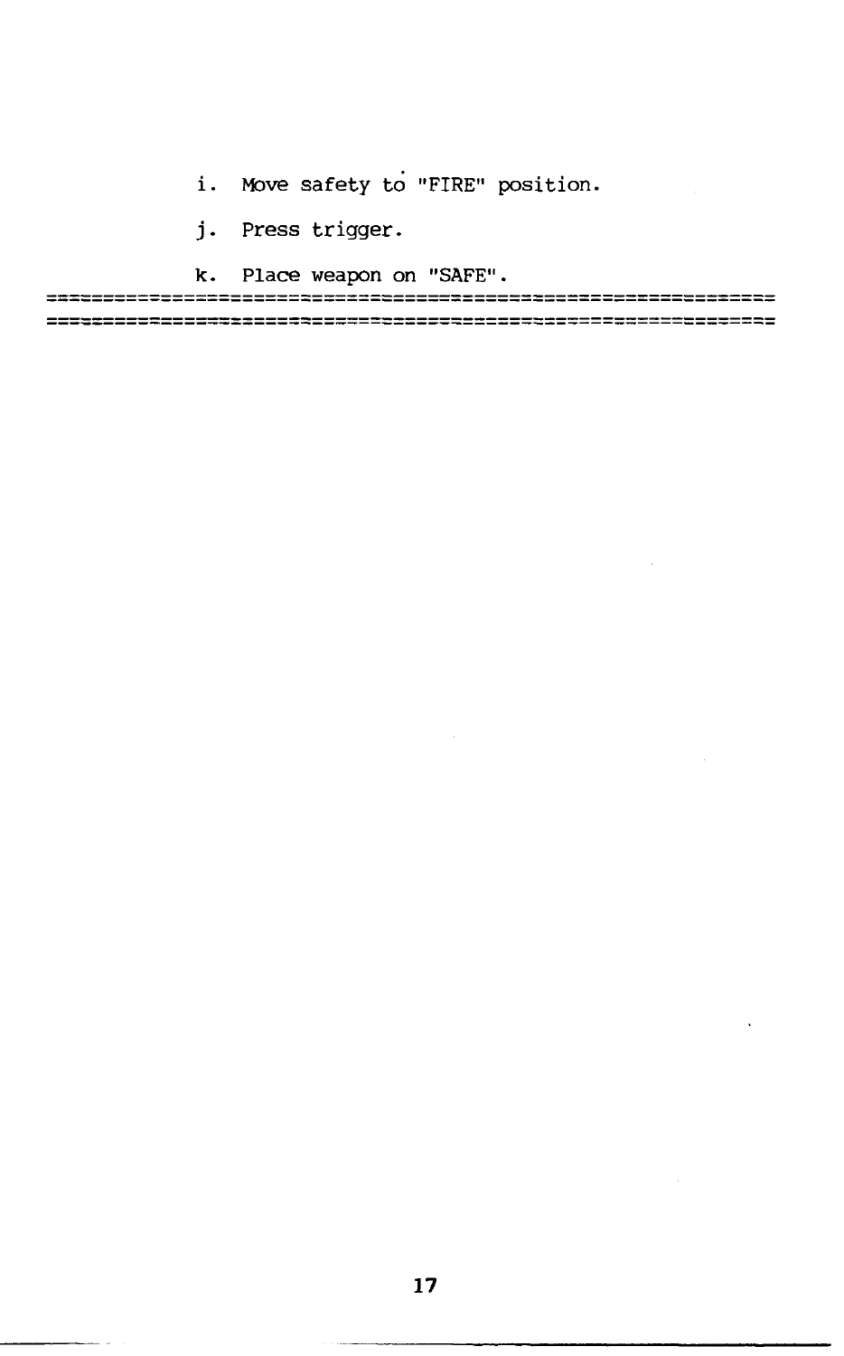i. Move safety to "FIRE" position.

j. Press trigger.

k. Place weapon on "SAFE".

---

---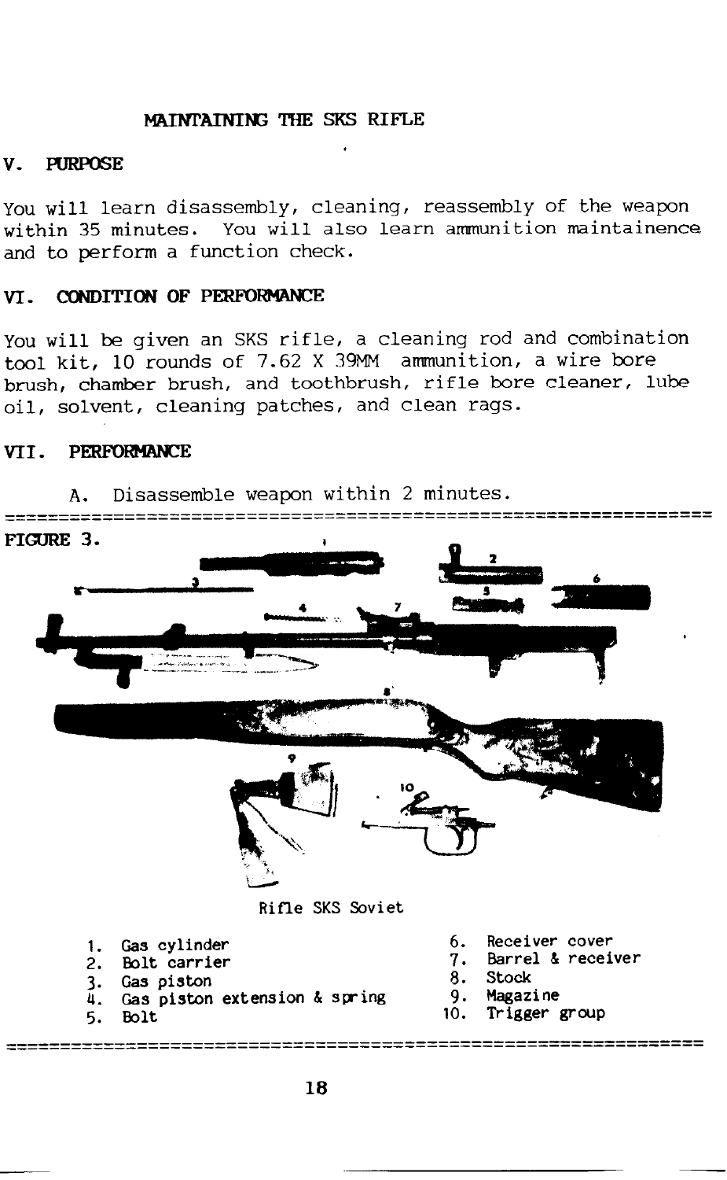# MAINTAINING THE SKS RIFLE

## V. PURPOSE

You will learn disassembly, cleaning, reassembly of the weapon within 35 minutes. You will also learn ammunition maintainence and to perform a function check.

## VI. CONDITION OF PERFORMANCE

You will be given an SKS rifle, a cleaning rod and combination tool kit, 10 rounds of 7.62 X 39MM ammunition, a wire bore brush, chamber brush, and toothbrush, rifle bore cleaner, lube oil, solvent, cleaning patches, and clean rags.

## VII. PERFORMANCE

A. Disassemble weapon within 2 minutes.

---

**FIGURE 3.**

Rifle SKS Soviet

1. Gas cylinder
2. Bolt carrier
3. Gas piston
4. Gas piston extension & spring
5. Bolt
6. Receiver cover
7. Barrel & receiver
8. Stock
9. Magazine
10. Trigger group

---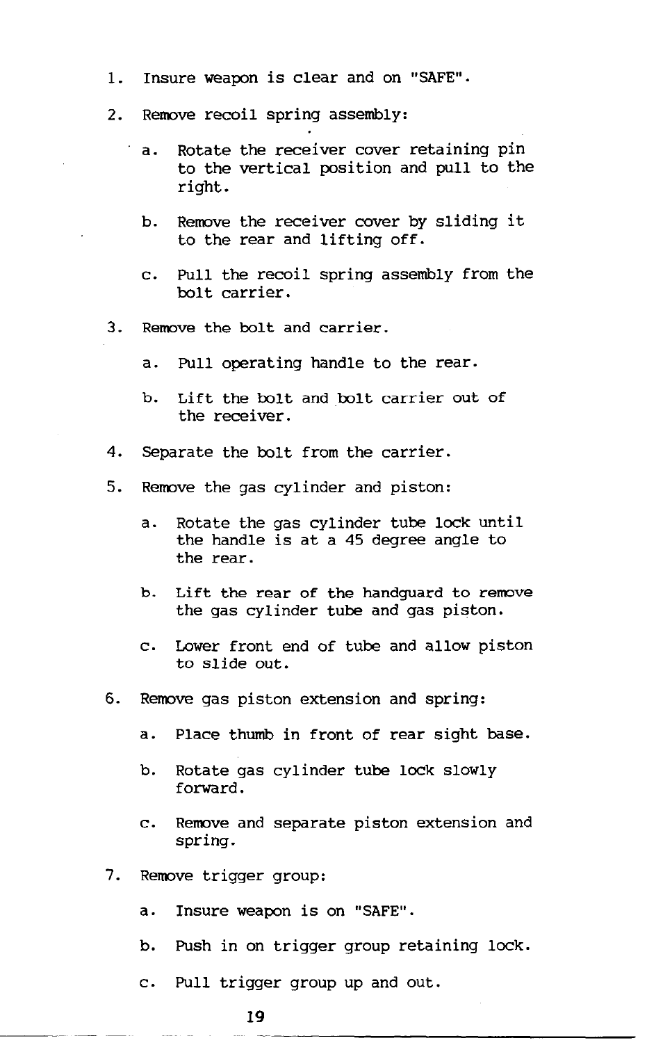1. Insure weapon is clear and on "SAFE".

2. Remove recoil spring assembly:

   a. Rotate the receiver cover retaining pin to the vertical position and pull to the right.

   b. Remove the receiver cover by sliding it to the rear and lifting off.

   c. Pull the recoil spring assembly from the bolt carrier.

3. Remove the bolt and carrier.

   a. Pull operating handle to the rear.

   b. Lift the bolt and bolt carrier out of the receiver.

4. Separate the bolt from the carrier.

5. Remove the gas cylinder and piston:

   a. Rotate the gas cylinder tube lock until the handle is at a 45 degree angle to the rear.

   b. Lift the rear of the handguard to remove the gas cylinder tube and gas piston.

   c. Lower front end of tube and allow piston to slide out.

6. Remove gas piston extension and spring:

   a. Place thumb in front of rear sight base.

   b. Rotate gas cylinder tube lock slowly forward.

   c. Remove and separate piston extension and spring.

7. Remove trigger group:

   a. Insure weapon is on "SAFE".

   b. Push in on trigger group retaining lock.

   c. Pull trigger group up and out.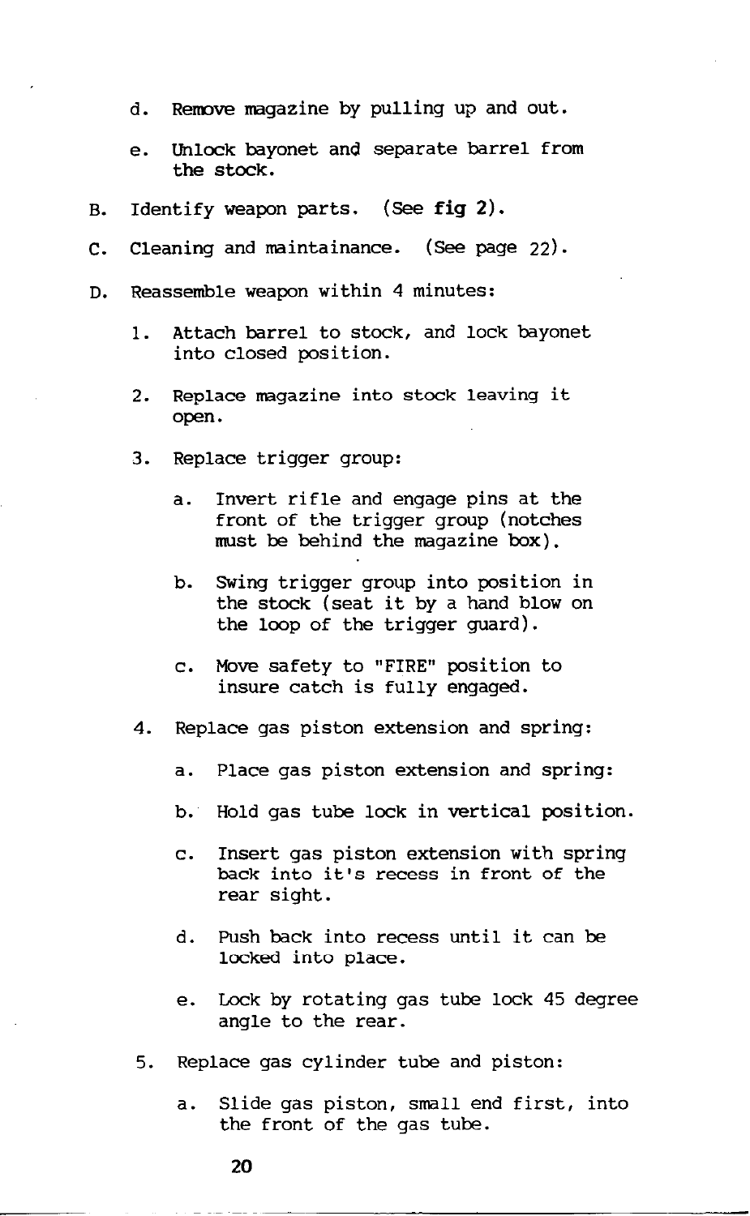d. Remove magazine by pulling up and out.

   e. Unlock bayonet and separate barrel from the stock.

B. Identify weapon parts. (See **fig 2**).

C. Cleaning and maintainance. (See page 22).

D. Reassemble weapon within 4 minutes:

   1. Attach barrel to stock, and lock bayonet into closed position.

   2. Replace magazine into stock leaving it open.

   3. Replace trigger group:

      a. Invert rifle and engage pins at the front of the trigger group (notches must be behind the magazine box).

      b. Swing trigger group into position in the stock (seat it by a hand blow on the loop of the trigger guard).

      c. Move safety to "FIRE" position to insure catch is fully engaged.

   4. Replace gas piston extension and spring:

      a. Place gas piston extension and spring:

      b. Hold gas tube lock in vertical position.

      c. Insert gas piston extension with spring back into it's recess in front of the rear sight.

      d. Push back into recess until it can be locked into place.

      e. Lock by rotating gas tube lock 45 degree angle to the rear.

   5. Replace gas cylinder tube and piston:

      a. Slide gas piston, small end first, into the front of the gas tube.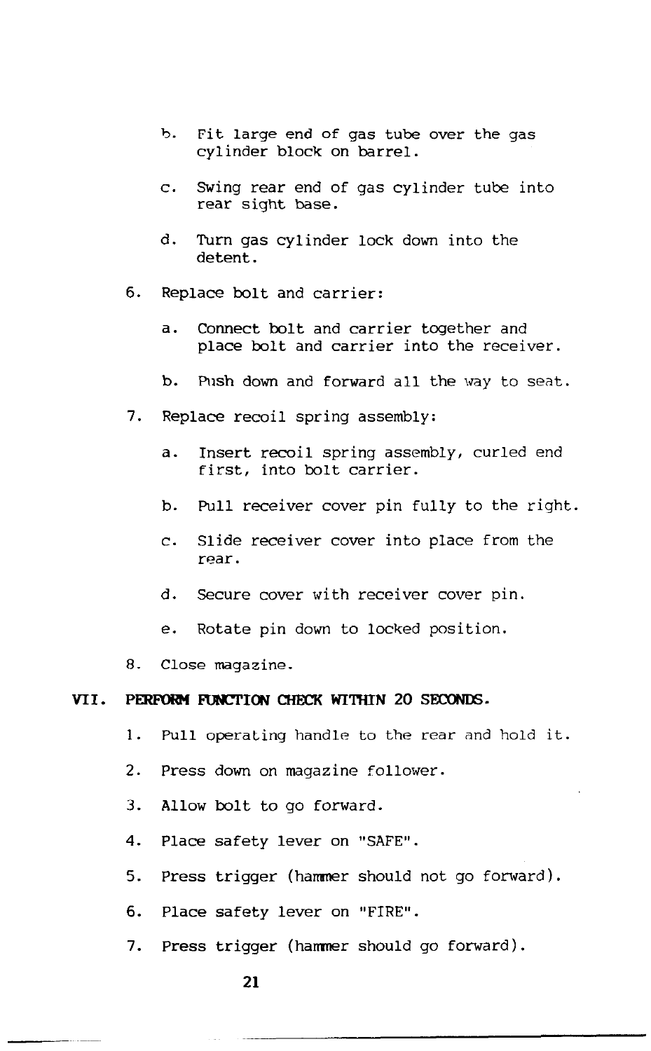b. Fit large end of gas tube over the gas cylinder block on barrel.

   c. Swing rear end of gas cylinder tube into rear sight base.

   d. Turn gas cylinder lock down into the detent.

6. Replace bolt and carrier:

   a. Connect bolt and carrier together and place bolt and carrier into the receiver.

   b. Push down and forward all the way to seat.

7. Replace recoil spring assembly:

   a. Insert recoil spring assembly, curled end first, into bolt carrier.

   b. Pull receiver cover pin fully to the right.

   c. Slide receiver cover into place from the rear.

   d. Secure cover with receiver cover pin.

   e. Rotate pin down to locked position.

8. Close magazine.

## VII. PERFORM FUNCTION CHECK WITHIN 20 SECONDS.

1. Pull operating handle to the rear and hold it.
2. Press down on magazine follower.
3. Allow bolt to go forward.
4. Place safety lever on "SAFE".
5. Press trigger (hammer should not go forward).
6. Place safety lever on "FIRE".
7. Press trigger (hammer should go forward).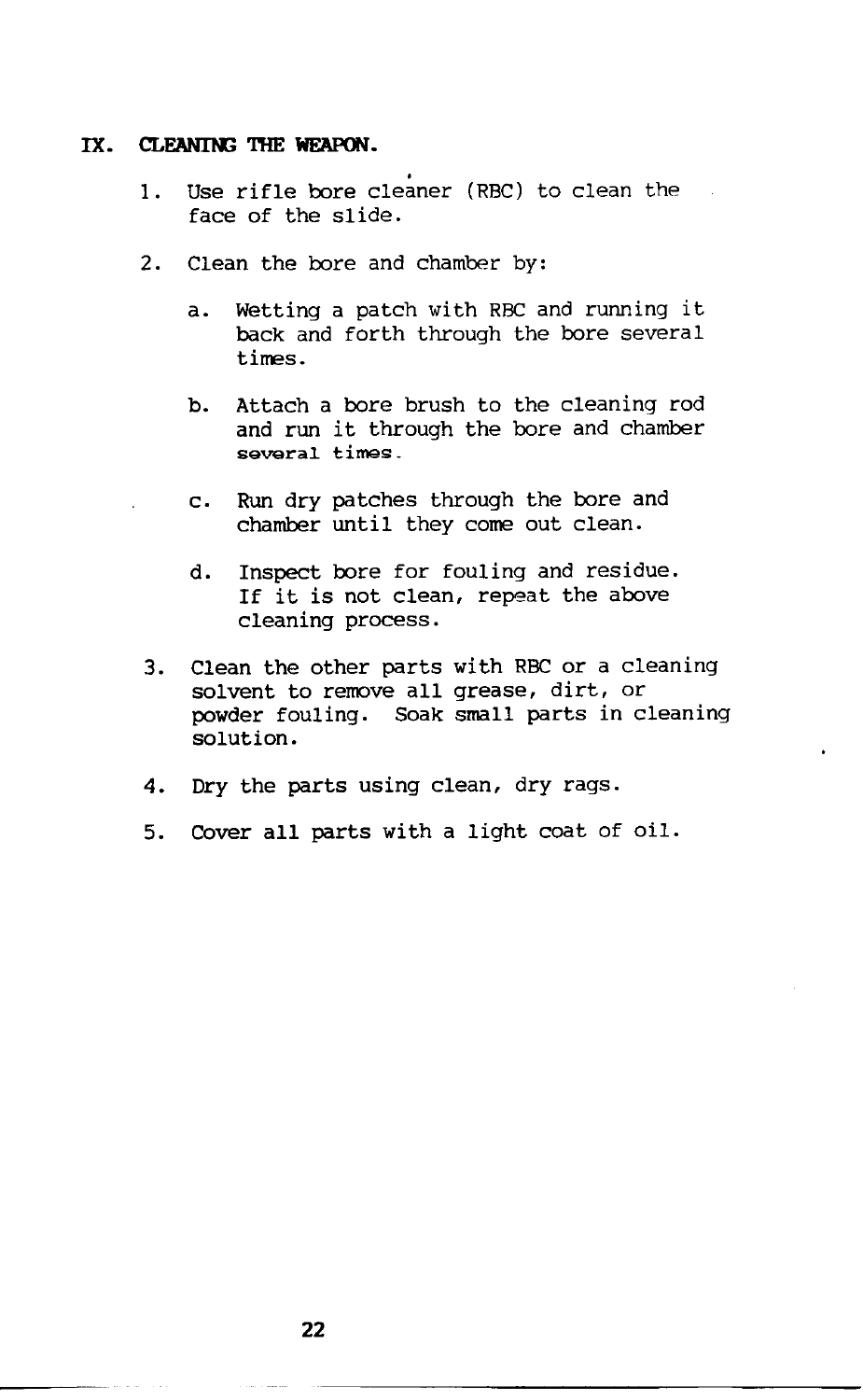## IX. CLEANING THE WEAPON.

1. Use rifle bore cleaner (RBC) to clean the face of the slide.

2. Clean the bore and chamber by:

   a. Wetting a patch with RBC and running it back and forth through the bore several times.

   b. Attach a bore brush to the cleaning rod and run it through the bore and chamber several times.

   c. Run dry patches through the bore and chamber until they come out clean.

   d. Inspect bore for fouling and residue. If it is not clean, repeat the above cleaning process.

3. Clean the other parts with RBC or a cleaning solvent to remove all grease, dirt, or powder fouling. Soak small parts in cleaning solution.

4. Dry the parts using clean, dry rags.

5. Cover all parts with a light coat of oil.